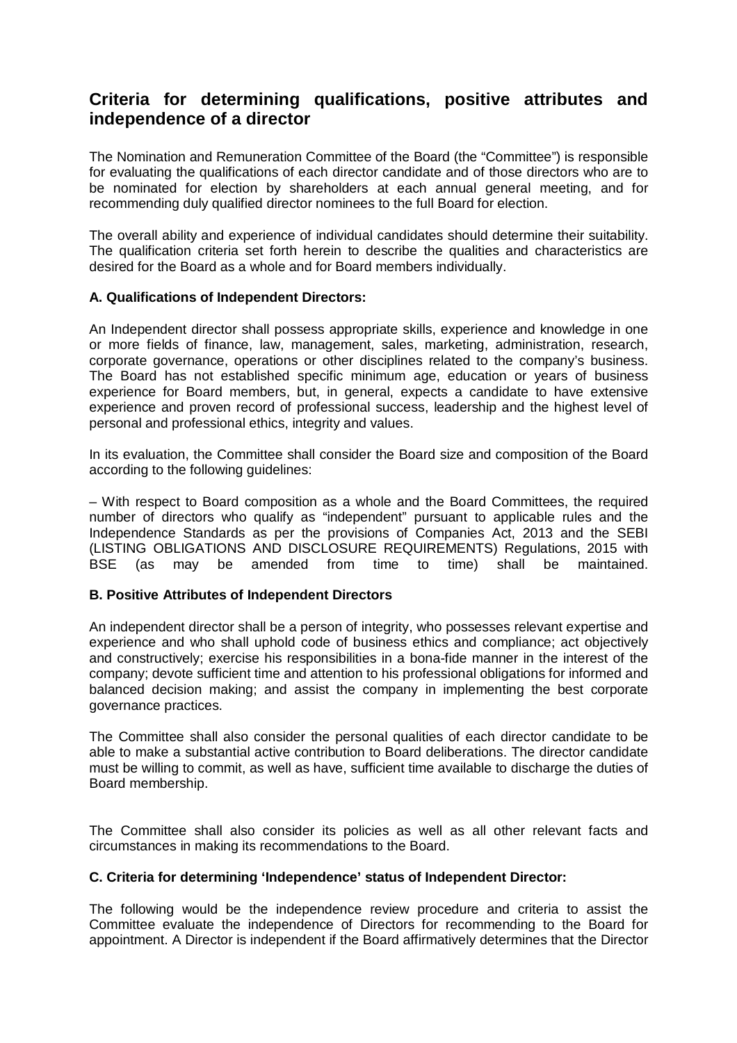## Criteria for determining qualifications, positive attributes and independence of a director

The Nomination and Remuneration Committee of the Board (the "Committee") is responsible for evaluating the qualifications of each director candidate and of those directors who are to be nominated for election by shareholders at each annual general meeting, and for recommending duly qualified director nominees to the full Board for election.

The overall ability and experience of individual candidates should determine their suitability. The qualification criteria set forth herein to describe the qualities and characteristics are desired for the Board as a whole and for Board members individually.

**A. Qualifications of Independent Directors:**

An Independent director shall possess appropriate skills, experience and knowledge in one or more fields of finance, law, management, sales, marketing, administration, research, corporate governance, operations or other disciplines related to the company's business. The Board has not established specific minimum age, education or years of business experience for Board members, but, in general, expects a candidate to have extensive experience and proven record of professional success, leadership and the highest level of personal and professional ethics, integrity and values.

In its evaluation, the Committee shall consider the Board size and composition of the Board according to the following guidelines:

– With respect to Board composition as a whole and the Board Committees, the required number of directors who qualify as "independent" pursuant to applicable rules and the Independence Standards as per the provisions of Companies Act, 2013 and the SEBI (LISTING OBLIGATIONS AND DISCLOSURE REQUIREMENTS) Regulations, 2015 with BSE (as may be amended from time to time) shall be maintained.

**B. Positive Attributes of Independent Directors**

An independent director shall be a person of integrity, who possesses relevant expertise and experience and who shall uphold code of business ethics and compliance; act objectively and constructively; exercise his responsibilities in a bona-fide manner in the interest of the company; devote sufficient time and attention to his professional obligations for informed and balanced decision making; and assist the company in implementing the best corporate governance practices.

The Committee shall also consider the personal qualities of each director candidate to be able to make a substantial active contribution to Board deliberations. The director candidate must be willing to commit, as well as have, sufficient time available to discharge the duties of Board membership.

The Committee shall also consider its policies as well as all other relevant facts and circumstances in making its recommendations to the Board.

**C. Criteria for determining 'Independence' status of Independent Director:**

The following would be the independence review procedure and criteria to assist the Committee evaluate the independence of Directors for recommending to the Board for appointment. A Director is independent if the Board affirmatively determines that the Director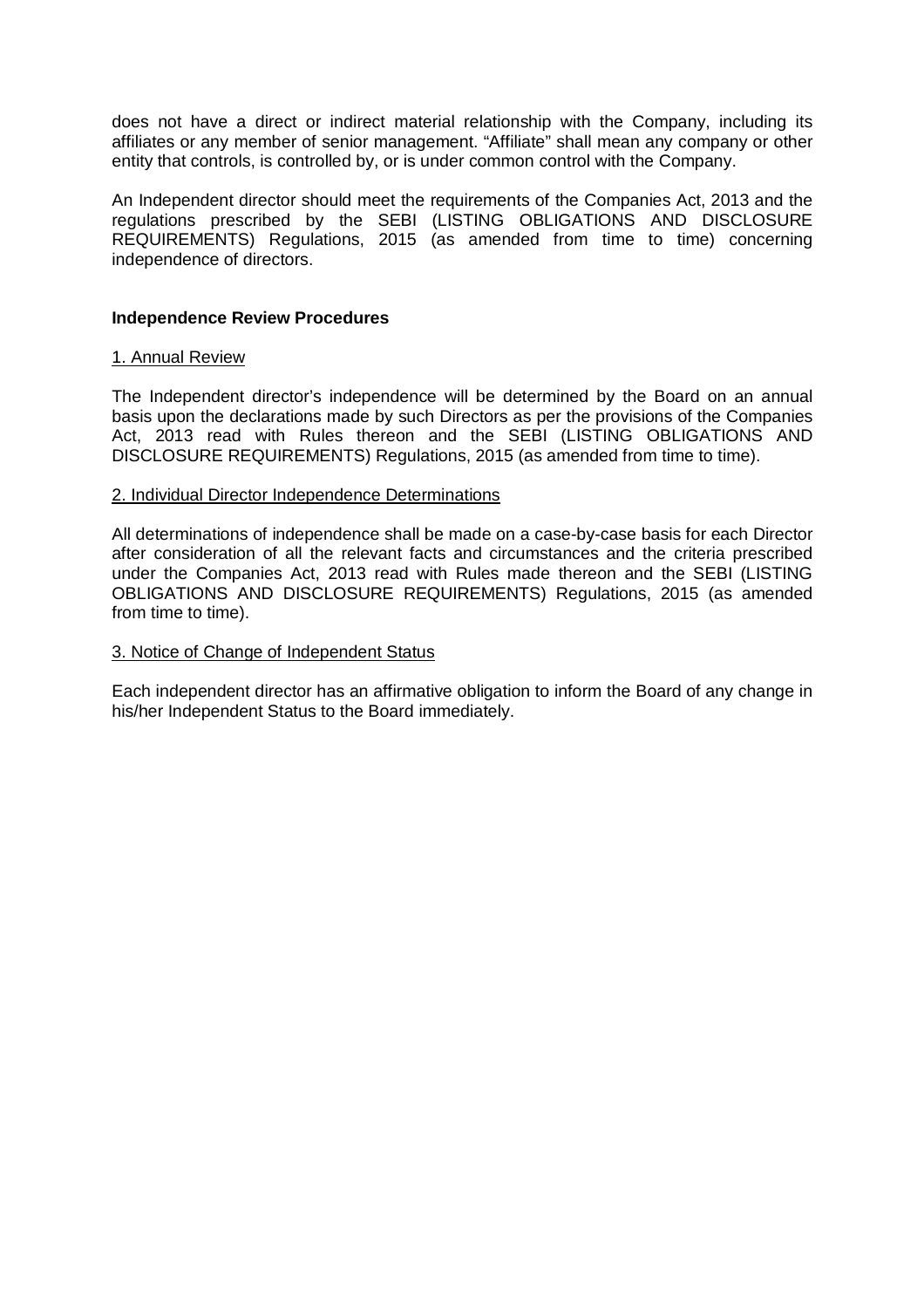does not have a direct or indirect material relationship with the Company, including its affiliates or any member of senior management. “Affiliate” shall mean any company or other entity that controls, is controlled by, or is under common control with the Company.

An Independent director should meet the requirements of the Companies Act, 2013 and the regulations prescribed by the SEBI (LISTING OBLIGATIONS AND DISCLOSURE REQUIREMENTS) Regulations, 2015 (as amended from time to time) concerning independence of directors.

**Independence Review Procedures**

1. Annual Review

The Independent director's independence will be determined by the Board on an annual basis upon the declarations made by such Directors as per the provisions of the Companies Act, 2013 read with Rules thereon and the SEBI (LISTING OBLIGATIONS AND DISCLOSURE REQUIREMENTS) Regulations, 2015 (as amended from time to time).

2. Individual Director Independence Determinations

All determinations of independence shall be made on a case-by-case basis for each Director after consideration of all the relevant facts and circumstances and the criteria prescribed under the Companies Act, 2013 read with Rules made thereon and the SEBI (LISTING OBLIGATIONS AND DISCLOSURE REQUIREMENTS) Regulations, 2015 (as amended from time to time).

3. Notice of Change of Independent Status

Each independent director has an affirmative obligation to inform the Board of any change in his/her Independent Status to the Board immediately.